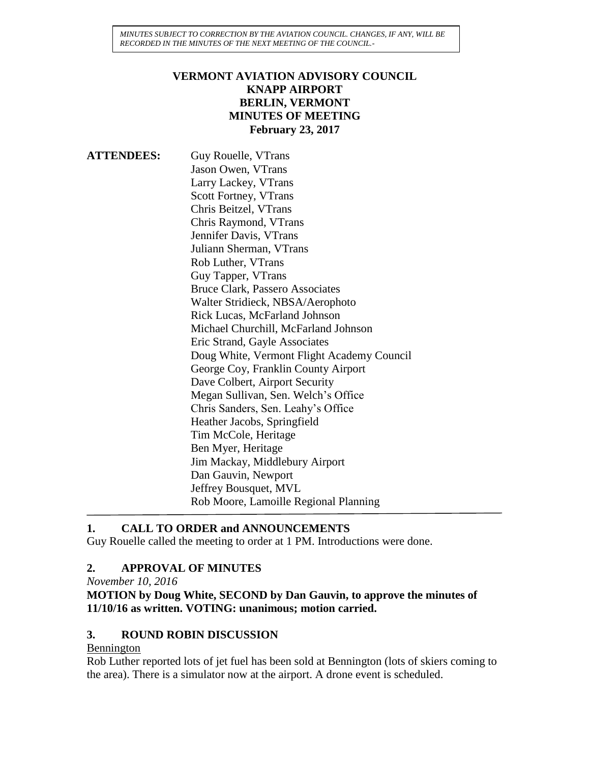*MINUTES SUBJECT TO CORRECTION BY THE AVIATION COUNCIL. CHANGES, IF ANY, WILL BE RECORDED IN THE MINUTES OF THE NEXT MEETING OF THE COUNCIL.-*

# VERMONT AVIATION ADVISORY COUNCIL
## KNAPP AIRPORT
## BERLIN, VERMONT
## MINUTES OF MEETING
## February 23, 2017

**ATTENDEES:**

Guy Rouelle, VTrans
Jason Owen, VTrans
Larry Lackey, VTrans
Scott Fortney, VTrans
Chris Beitzel, VTrans
Chris Raymond, VTrans
Jennifer Davis, VTrans
Juliann Sherman, VTrans
Rob Luther, VTrans
Guy Tapper, VTrans
Bruce Clark, Passero Associates
Walter Stridieck, NBSA/Aerophoto
Rick Lucas, McFarland Johnson
Michael Churchill, McFarland Johnson
Eric Strand, Gayle Associates
Doug White, Vermont Flight Academy Council
George Coy, Franklin County Airport
Dave Colbert, Airport Security
Megan Sullivan, Sen. Welch's Office
Chris Sanders, Sen. Leahy's Office
Heather Jacobs, Springfield
Tim McCole, Heritage
Ben Myer, Heritage
Jim Mackay, Middlebury Airport
Dan Gauvin, Newport
Jeffrey Bousquet, MVL
Rob Moore, Lamoille Regional Planning

---

## 1. CALL TO ORDER and ANNOUNCEMENTS

Guy Rouelle called the meeting to order at 1 PM. Introductions were done.

## 2. APPROVAL OF MINUTES

*November 10, 2016*

**MOTION by Doug White, SECOND by Dan Gauvin, to approve the minutes of 11/10/16 as written. VOTING: unanimous; motion carried.**

## 3. ROUND ROBIN DISCUSSION

Bennington

Rob Luther reported lots of jet fuel has been sold at Bennington (lots of skiers coming to the area). There is a simulator now at the airport. A drone event is scheduled.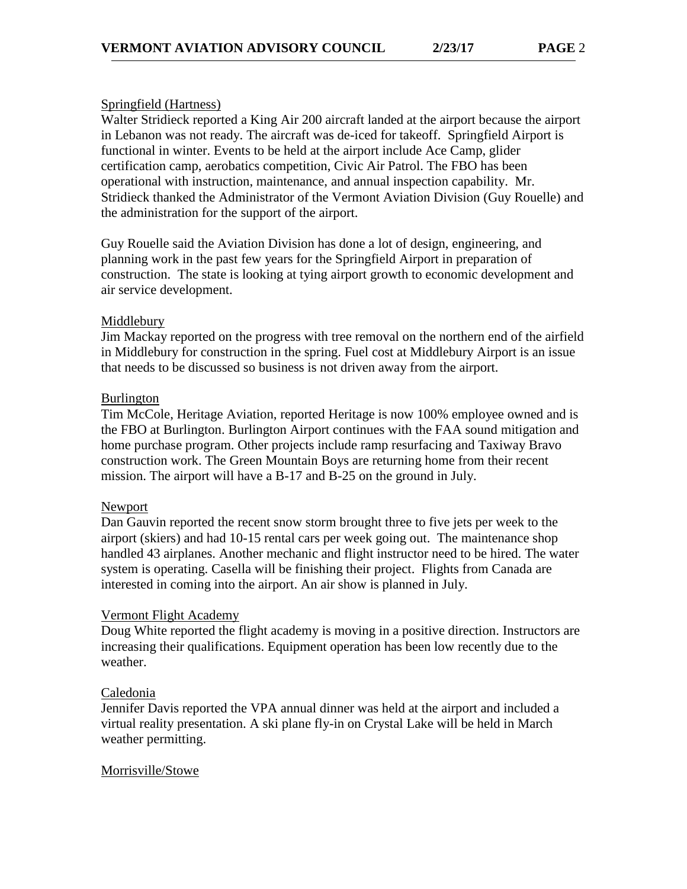Springfield (Hartness)

Walter Stridieck reported a King Air 200 aircraft landed at the airport because the airport in Lebanon was not ready. The aircraft was de-iced for takeoff. Springfield Airport is functional in winter. Events to be held at the airport include Ace Camp, glider certification camp, aerobatics competition, Civic Air Patrol. The FBO has been operational with instruction, maintenance, and annual inspection capability. Mr. Stridieck thanked the Administrator of the Vermont Aviation Division (Guy Rouelle) and the administration for the support of the airport.

Guy Rouelle said the Aviation Division has done a lot of design, engineering, and planning work in the past few years for the Springfield Airport in preparation of construction. The state is looking at tying airport growth to economic development and air service development.

Middlebury

Jim Mackay reported on the progress with tree removal on the northern end of the airfield in Middlebury for construction in the spring. Fuel cost at Middlebury Airport is an issue that needs to be discussed so business is not driven away from the airport.

Burlington

Tim McCole, Heritage Aviation, reported Heritage is now 100% employee owned and is the FBO at Burlington. Burlington Airport continues with the FAA sound mitigation and home purchase program. Other projects include ramp resurfacing and Taxiway Bravo construction work. The Green Mountain Boys are returning home from their recent mission. The airport will have a B-17 and B-25 on the ground in July.

Newport

Dan Gauvin reported the recent snow storm brought three to five jets per week to the airport (skiers) and had 10-15 rental cars per week going out. The maintenance shop handled 43 airplanes. Another mechanic and flight instructor need to be hired. The water system is operating. Casella will be finishing their project. Flights from Canada are interested in coming into the airport. An air show is planned in July.

Vermont Flight Academy

Doug White reported the flight academy is moving in a positive direction. Instructors are increasing their qualifications. Equipment operation has been low recently due to the weather.

Caledonia

Jennifer Davis reported the VPA annual dinner was held at the airport and included a virtual reality presentation. A ski plane fly-in on Crystal Lake will be held in March weather permitting.

Morrisville/Stowe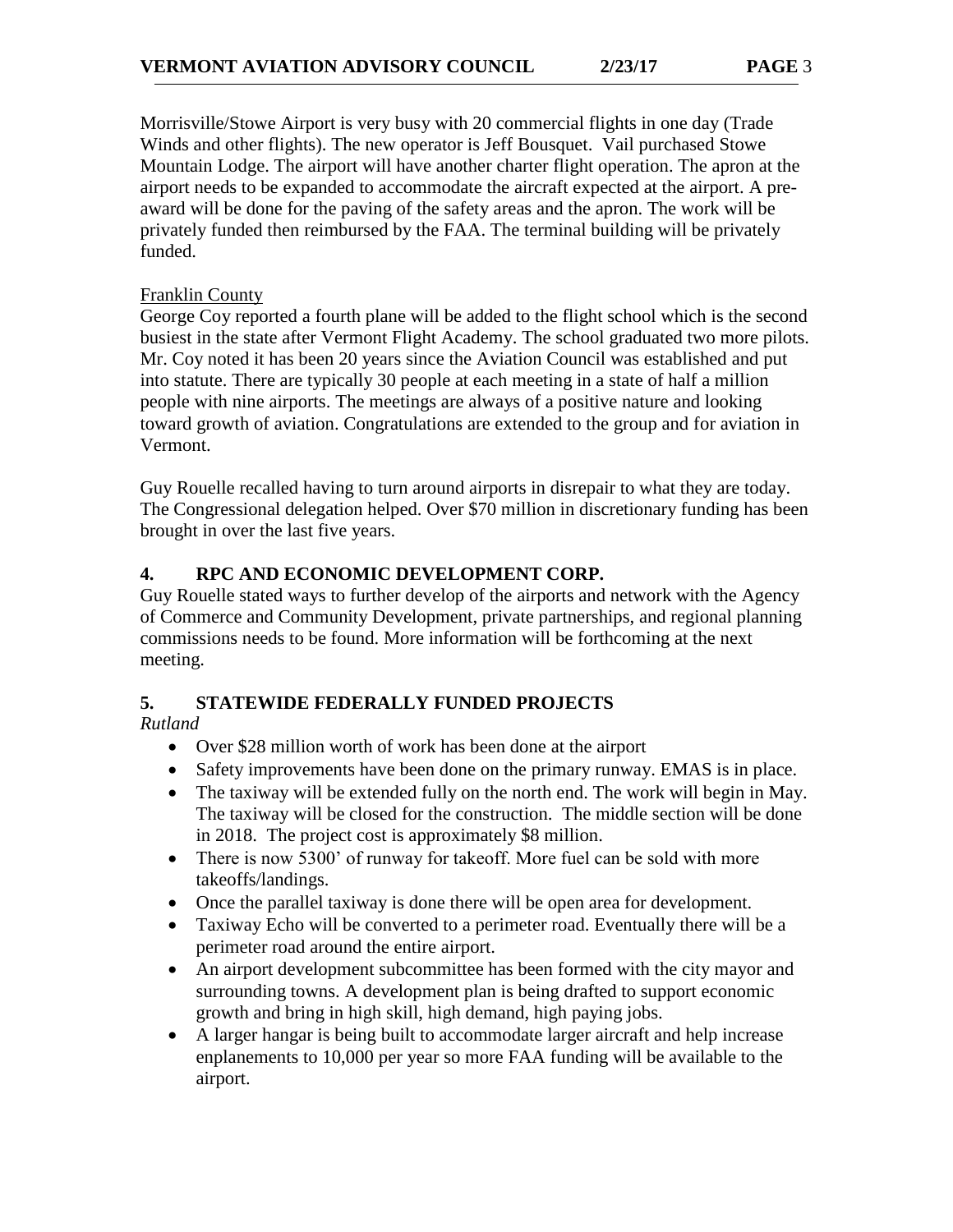Morrisville/Stowe Airport is very busy with 20 commercial flights in one day (Trade Winds and other flights). The new operator is Jeff Bousquet. Vail purchased Stowe Mountain Lodge. The airport will have another charter flight operation. The apron at the airport needs to be expanded to accommodate the aircraft expected at the airport. A pre-award will be done for the paving of the safety areas and the apron. The work will be privately funded then reimbursed by the FAA. The terminal building will be privately funded.

Franklin County

George Coy reported a fourth plane will be added to the flight school which is the second busiest in the state after Vermont Flight Academy. The school graduated two more pilots. Mr. Coy noted it has been 20 years since the Aviation Council was established and put into statute. There are typically 30 people at each meeting in a state of half a million people with nine airports. The meetings are always of a positive nature and looking toward growth of aviation. Congratulations are extended to the group and for aviation in Vermont.

Guy Rouelle recalled having to turn around airports in disrepair to what they are today. The Congressional delegation helped. Over $70 million in discretionary funding has been brought in over the last five years.

## 4. RPC AND ECONOMIC DEVELOPMENT CORP.

Guy Rouelle stated ways to further develop of the airports and network with the Agency of Commerce and Community Development, private partnerships, and regional planning commissions needs to be found. More information will be forthcoming at the next meeting.

## 5. STATEWIDE FEDERALLY FUNDED PROJECTS

*Rutland*

- Over $28 million worth of work has been done at the airport
- Safety improvements have been done on the primary runway. EMAS is in place.
- The taxiway will be extended fully on the north end. The work will begin in May. The taxiway will be closed for the construction. The middle section will be done in 2018. The project cost is approximately $8 million.
- There is now 5300' of runway for takeoff. More fuel can be sold with more takeoffs/landings.
- Once the parallel taxiway is done there will be open area for development.
- Taxiway Echo will be converted to a perimeter road. Eventually there will be a perimeter road around the entire airport.
- An airport development subcommittee has been formed with the city mayor and surrounding towns. A development plan is being drafted to support economic growth and bring in high skill, high demand, high paying jobs.
- A larger hangar is being built to accommodate larger aircraft and help increase enplanements to 10,000 per year so more FAA funding will be available to the airport.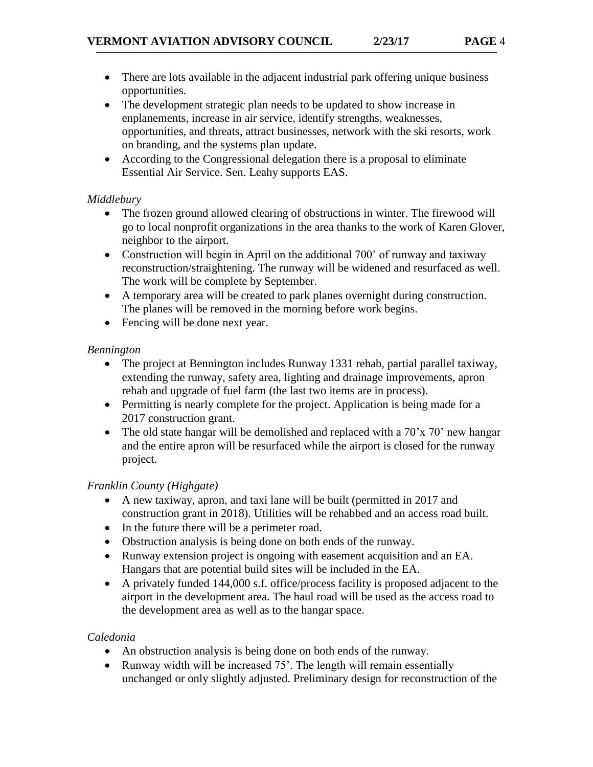- There are lots available in the adjacent industrial park offering unique business opportunities.
- The development strategic plan needs to be updated to show increase in enplanements, increase in air service, identify strengths, weaknesses, opportunities, and threats, attract businesses, network with the ski resorts, work on branding, and the systems plan update.
- According to the Congressional delegation there is a proposal to eliminate Essential Air Service. Sen. Leahy supports EAS.

*Middlebury*

- The frozen ground allowed clearing of obstructions in winter. The firewood will go to local nonprofit organizations in the area thanks to the work of Karen Glover, neighbor to the airport.
- Construction will begin in April on the additional 700' of runway and taxiway reconstruction/straightening. The runway will be widened and resurfaced as well. The work will be complete by September.
- A temporary area will be created to park planes overnight during construction. The planes will be removed in the morning before work begins.
- Fencing will be done next year.

*Bennington*

- The project at Bennington includes Runway 1331 rehab, partial parallel taxiway, extending the runway, safety area, lighting and drainage improvements, apron rehab and upgrade of fuel farm (the last two items are in process).
- Permitting is nearly complete for the project. Application is being made for a 2017 construction grant.
- The old state hangar will be demolished and replaced with a 70'x 70' new hangar and the entire apron will be resurfaced while the airport is closed for the runway project.

*Franklin County (Highgate)*

- A new taxiway, apron, and taxi lane will be built (permitted in 2017 and construction grant in 2018). Utilities will be rehabbed and an access road built.
- In the future there will be a perimeter road.
- Obstruction analysis is being done on both ends of the runway.
- Runway extension project is ongoing with easement acquisition and an EA. Hangars that are potential build sites will be included in the EA.
- A privately funded 144,000 s.f. office/process facility is proposed adjacent to the airport in the development area. The haul road will be used as the access road to the development area as well as to the hangar space.

*Caledonia*

- An obstruction analysis is being done on both ends of the runway.
- Runway width will be increased 75'. The length will remain essentially unchanged or only slightly adjusted. Preliminary design for reconstruction of the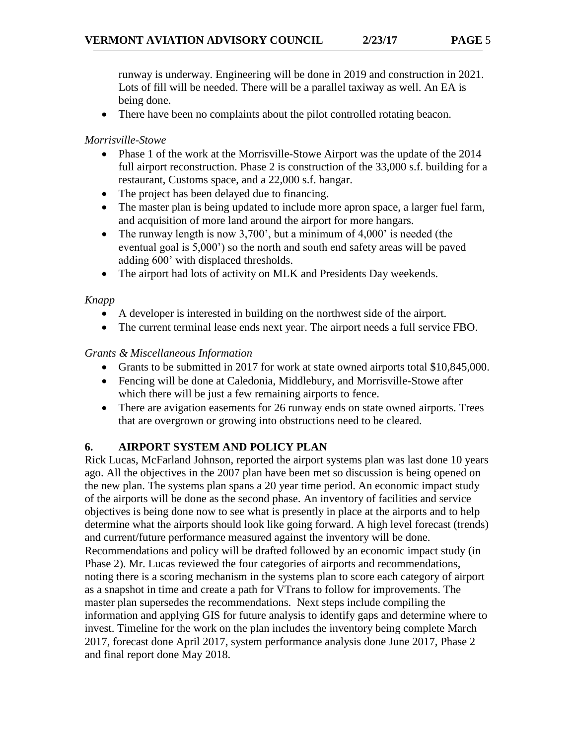runway is underway. Engineering will be done in 2019 and construction in 2021. Lots of fill will be needed. There will be a parallel taxiway as well. An EA is being done.

- There have been no complaints about the pilot controlled rotating beacon.

*Morrisville-Stowe*

- Phase 1 of the work at the Morrisville-Stowe Airport was the update of the 2014 full airport reconstruction. Phase 2 is construction of the 33,000 s.f. building for a restaurant, Customs space, and a 22,000 s.f. hangar.
- The project has been delayed due to financing.
- The master plan is being updated to include more apron space, a larger fuel farm, and acquisition of more land around the airport for more hangars.
- The runway length is now 3,700', but a minimum of 4,000' is needed (the eventual goal is 5,000') so the north and south end safety areas will be paved adding 600' with displaced thresholds.
- The airport had lots of activity on MLK and Presidents Day weekends.

*Knapp*

- A developer is interested in building on the northwest side of the airport.
- The current terminal lease ends next year. The airport needs a full service FBO.

*Grants & Miscellaneous Information*

- Grants to be submitted in 2017 for work at state owned airports total $10,845,000.
- Fencing will be done at Caledonia, Middlebury, and Morrisville-Stowe after which there will be just a few remaining airports to fence.
- There are avigation easements for 26 runway ends on state owned airports. Trees that are overgrown or growing into obstructions need to be cleared.

## 6. AIRPORT SYSTEM AND POLICY PLAN

Rick Lucas, McFarland Johnson, reported the airport systems plan was last done 10 years ago. All the objectives in the 2007 plan have been met so discussion is being opened on the new plan. The systems plan spans a 20 year time period. An economic impact study of the airports will be done as the second phase. An inventory of facilities and service objectives is being done now to see what is presently in place at the airports and to help determine what the airports should look like going forward. A high level forecast (trends) and current/future performance measured against the inventory will be done. Recommendations and policy will be drafted followed by an economic impact study (in Phase 2). Mr. Lucas reviewed the four categories of airports and recommendations, noting there is a scoring mechanism in the systems plan to score each category of airport as a snapshot in time and create a path for VTrans to follow for improvements. The master plan supersedes the recommendations. Next steps include compiling the information and applying GIS for future analysis to identify gaps and determine where to invest. Timeline for the work on the plan includes the inventory being complete March 2017, forecast done April 2017, system performance analysis done June 2017, Phase 2 and final report done May 2018.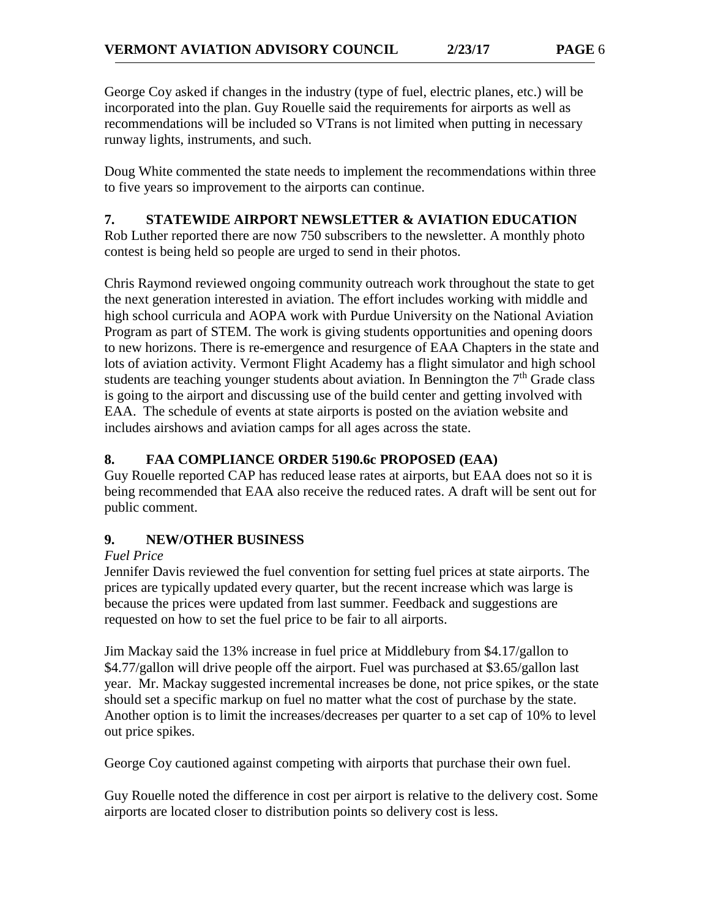George Coy asked if changes in the industry (type of fuel, electric planes, etc.) will be incorporated into the plan. Guy Rouelle said the requirements for airports as well as recommendations will be included so VTrans is not limited when putting in necessary runway lights, instruments, and such.

Doug White commented the state needs to implement the recommendations within three to five years so improvement to the airports can continue.

## 7. STATEWIDE AIRPORT NEWSLETTER & AVIATION EDUCATION

Rob Luther reported there are now 750 subscribers to the newsletter. A monthly photo contest is being held so people are urged to send in their photos.

Chris Raymond reviewed ongoing community outreach work throughout the state to get the next generation interested in aviation. The effort includes working with middle and high school curricula and AOPA work with Purdue University on the National Aviation Program as part of STEM. The work is giving students opportunities and opening doors to new horizons. There is re-emergence and resurgence of EAA Chapters in the state and lots of aviation activity. Vermont Flight Academy has a flight simulator and high school students are teaching younger students about aviation. In Bennington the 7th Grade class is going to the airport and discussing use of the build center and getting involved with EAA. The schedule of events at state airports is posted on the aviation website and includes airshows and aviation camps for all ages across the state.

## 8. FAA COMPLIANCE ORDER 5190.6c PROPOSED (EAA)

Guy Rouelle reported CAP has reduced lease rates at airports, but EAA does not so it is being recommended that EAA also receive the reduced rates. A draft will be sent out for public comment.

## 9. NEW/OTHER BUSINESS

*Fuel Price*

Jennifer Davis reviewed the fuel convention for setting fuel prices at state airports. The prices are typically updated every quarter, but the recent increase which was large is because the prices were updated from last summer. Feedback and suggestions are requested on how to set the fuel price to be fair to all airports.

Jim Mackay said the 13% increase in fuel price at Middlebury from $4.17/gallon to $4.77/gallon will drive people off the airport. Fuel was purchased at $3.65/gallon last year. Mr. Mackay suggested incremental increases be done, not price spikes, or the state should set a specific markup on fuel no matter what the cost of purchase by the state. Another option is to limit the increases/decreases per quarter to a set cap of 10% to level out price spikes.

George Coy cautioned against competing with airports that purchase their own fuel.

Guy Rouelle noted the difference in cost per airport is relative to the delivery cost. Some airports are located closer to distribution points so delivery cost is less.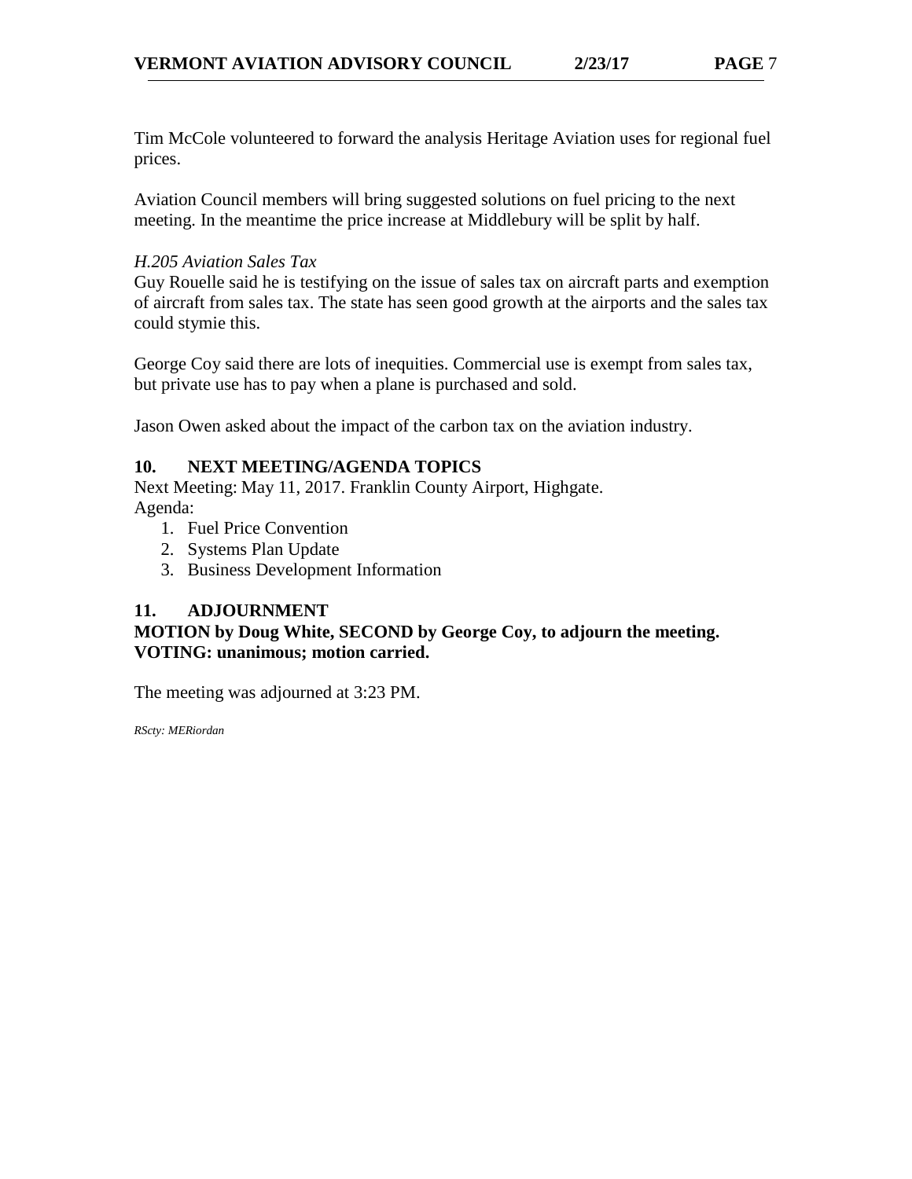Tim McCole volunteered to forward the analysis Heritage Aviation uses for regional fuel prices.

Aviation Council members will bring suggested solutions on fuel pricing to the next meeting. In the meantime the price increase at Middlebury will be split by half.

*H.205 Aviation Sales Tax*

Guy Rouelle said he is testifying on the issue of sales tax on aircraft parts and exemption of aircraft from sales tax. The state has seen good growth at the airports and the sales tax could stymie this.

George Coy said there are lots of inequities. Commercial use is exempt from sales tax, but private use has to pay when a plane is purchased and sold.

Jason Owen asked about the impact of the carbon tax on the aviation industry.

## 10. NEXT MEETING/AGENDA TOPICS

Next Meeting: May 11, 2017. Franklin County Airport, Highgate.

Agenda:

1. Fuel Price Convention
2. Systems Plan Update
3. Business Development Information

## 11. ADJOURNMENT

**MOTION by Doug White, SECOND by George Coy, to adjourn the meeting. VOTING: unanimous; motion carried.**

The meeting was adjourned at 3:23 PM.

*RScty: MERiordan*